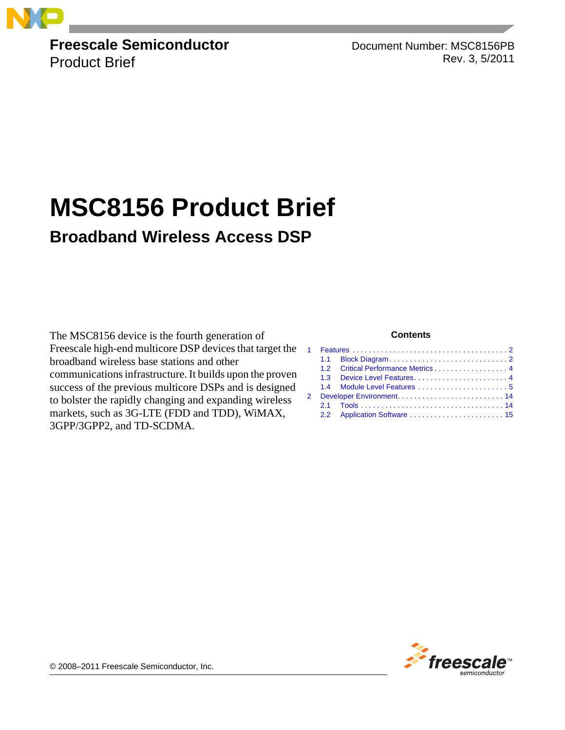**Freescale Semiconductor**
Product Brief

Document Number: MSC8156PB
Rev. 3, 5/2011

# MSC8156 Product Brief

## Broadband Wireless Access DSP

The MSC8156 device is the fourth generation of Freescale high-end multicore DSP devices that target the broadband wireless base stations and other communications infrastructure. It builds upon the proven success of the previous multicore DSPs and is designed to bolster the rapidly changing and expanding wireless markets, such as 3G-LTE (FDD and TDD), WiMAX, 3GPP/3GPP2, and TD-SCDMA.

**Contents**

1 Features . . . . . . . . . . . . . . . . . . . . . . . . . . . . . . . . . . . . . . 2
  1.1 Block Diagram . . . . . . . . . . . . . . . . . . . . . . . . . . . . . 2
  1.2 Critical Performance Metrics . . . . . . . . . . . . . . . . . . 4
  1.3 Device Level Features . . . . . . . . . . . . . . . . . . . . . . . 4
  1.4 Module Level Features . . . . . . . . . . . . . . . . . . . . . . 5
2 Developer Environment . . . . . . . . . . . . . . . . . . . . . . . . . . 14
  2.1 Tools . . . . . . . . . . . . . . . . . . . . . . . . . . . . . . . . . . . 14
  2.2 Application Software . . . . . . . . . . . . . . . . . . . . . . . . 15

© 2008–2011 Freescale Semiconductor, Inc.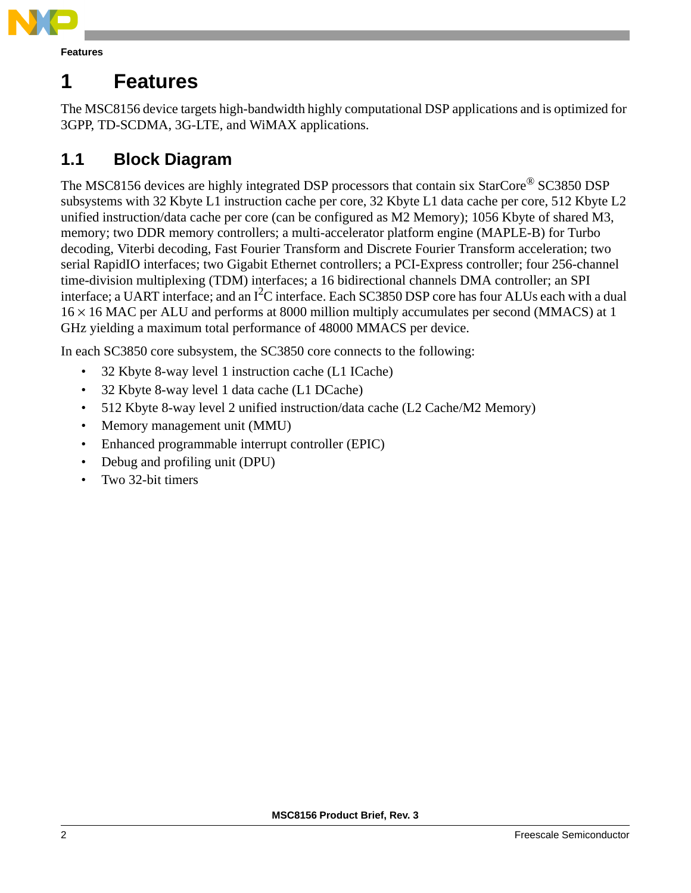# 1 Features

The MSC8156 device targets high-bandwidth highly computational DSP applications and is optimized for 3GPP, TD-SCDMA, 3G-LTE, and WiMAX applications.

## 1.1 Block Diagram

The MSC8156 devices are highly integrated DSP processors that contain six StarCore® SC3850 DSP subsystems with 32 Kbyte L1 instruction cache per core, 32 Kbyte L1 data cache per core, 512 Kbyte L2 unified instruction/data cache per core (can be configured as M2 Memory); 1056 Kbyte of shared M3, memory; two DDR memory controllers; a multi-accelerator platform engine (MAPLE-B) for Turbo decoding, Viterbi decoding, Fast Fourier Transform and Discrete Fourier Transform acceleration; two serial RapidIO interfaces; two Gigabit Ethernet controllers; a PCI-Express controller; four 256-channel time-division multiplexing (TDM) interfaces; a 16 bidirectional channels DMA controller; an SPI interface; a UART interface; and an $I^2C$ interface. Each SC3850 DSP core has four ALUs each with a dual $16 \times 16$ MAC per ALU and performs at 8000 million multiply accumulates per second (MMACS) at 1 GHz yielding a maximum total performance of 48000 MMACS per device.

In each SC3850 core subsystem, the SC3850 core connects to the following:

- 32 Kbyte 8-way level 1 instruction cache (L1 ICache)
- 32 Kbyte 8-way level 1 data cache (L1 DCache)
- 512 Kbyte 8-way level 2 unified instruction/data cache (L2 Cache/M2 Memory)
- Memory management unit (MMU)
- Enhanced programmable interrupt controller (EPIC)
- Debug and profiling unit (DPU)
- Two 32-bit timers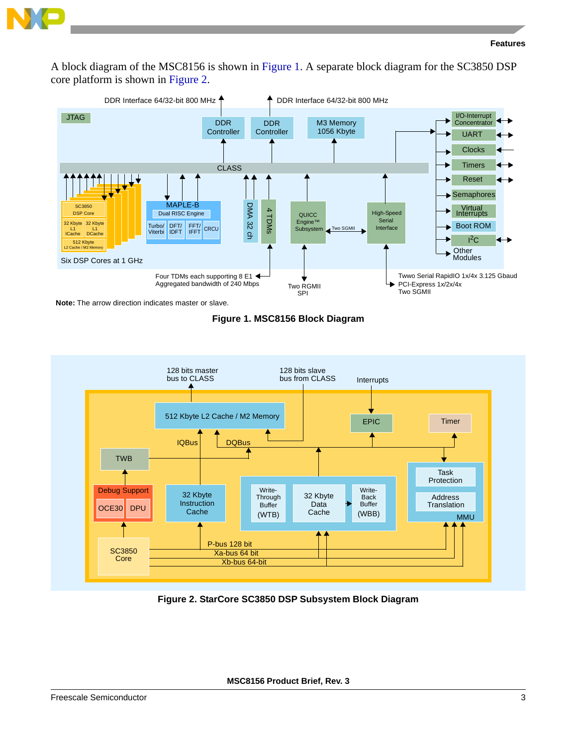A block diagram of the MSC8156 is shown in Figure 1. A separate block diagram for the SC3850 DSP core platform is shown in Figure 2.

DDR Interface 64/32-bit 800 MHz

DDR Interface 64/32-bit 800 MHz

JTAG

DDR Controller

DDR Controller

M3 Memory 1056 Kbyte

I/O-Interrupt Concentrator

UART

Clocks

Timers

Reset

Semaphores

Virtual Interrupts

Boot ROM

$I^2C$

Other Modules

CLASS

SC3850 DSP Core

32 Kbyte L1 ICache

32 Kbyte L1 DCache

512 Kbyte L2 Cache / M2 Memory

Six DSP Cores at 1 GHz

MAPLE-B

Dual RISC Engine

Turbo/ Viterbi

DFT/ IDFT

FFT/ IFFT

CRCU

DMA 32 ch

4 TDMs

QUICC Engine™ Subsystem

Two SGMII

High-Speed Serial Interface

Four TDMs each supporting 8 E1
Aggregated bandwidth of 240 Mbps

Two RGMII
SPI

Twwo Serial RapidIO 1x/4x 3.125 Gbaud
PCI-Express 1x/2x/4x
Two SGMII

**Note:** The arrow direction indicates master or slave.

**Figure 1. MSC8156 Block Diagram**

128 bits master bus to CLASS

128 bits slave bus from CLASS

Interrupts

512 Kbyte L2 Cache / M2 Memory

EPIC

Timer

IQBus

DQBus

TWB

Debug Support

OCE30

DPU

32 Kbyte Instruction Cache

Write-Through Buffer (WTB)

32 Kbyte Data Cache

Write-Back Buffer (WBB)

Task Protection

Address Translation

MMU

SC3850 Core

P-bus 128 bit

Xa-bus 64 bit

Xb-bus 64-bit

**Figure 2. StarCore SC3850 DSP Subsystem Block Diagram**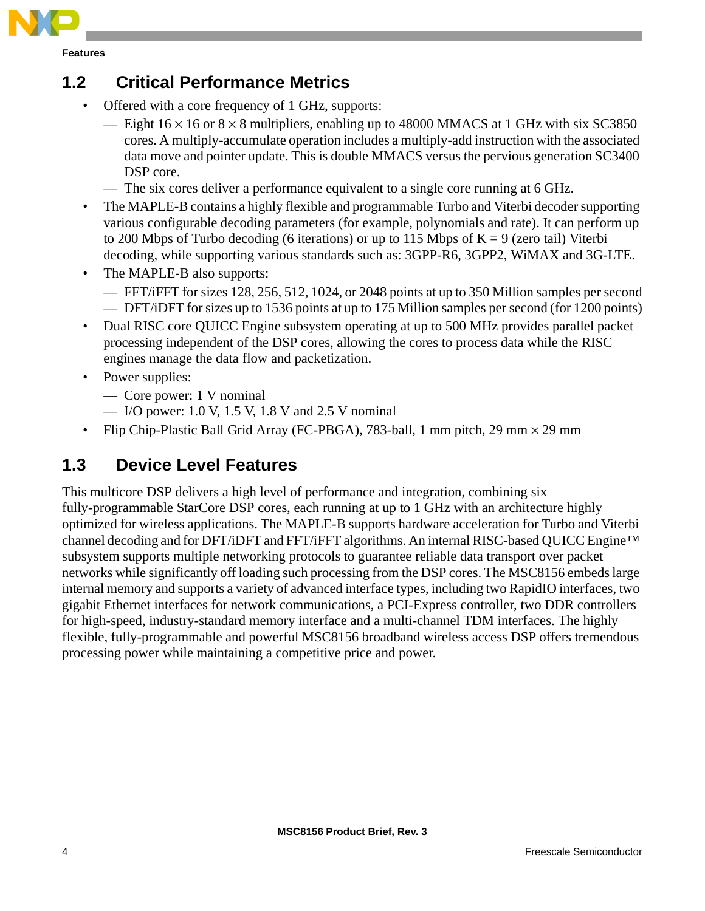## 1.2 Critical Performance Metrics

- Offered with a core frequency of 1 GHz, supports:
  - Eight $16 \times 16$ or $8 \times 8$ multipliers, enabling up to 48000 MMACS at 1 GHz with six SC3850 cores. A multiply-accumulate operation includes a multiply-add instruction with the associated data move and pointer update. This is double MMACS versus the pervious generation SC3400 DSP core.
  - The six cores deliver a performance equivalent to a single core running at 6 GHz.
- The MAPLE-B contains a highly flexible and programmable Turbo and Viterbi decoder supporting various configurable decoding parameters (for example, polynomials and rate). It can perform up to 200 Mbps of Turbo decoding (6 iterations) or up to 115 Mbps of K = 9 (zero tail) Viterbi decoding, while supporting various standards such as: 3GPP-R6, 3GPP2, WiMAX and 3G-LTE.
- The MAPLE-B also supports:
  - FFT/iFFT for sizes 128, 256, 512, 1024, or 2048 points at up to 350 Million samples per second
  - DFT/iDFT for sizes up to 1536 points at up to 175 Million samples per second (for 1200 points)
- Dual RISC core QUICC Engine subsystem operating at up to 500 MHz provides parallel packet processing independent of the DSP cores, allowing the cores to process data while the RISC engines manage the data flow and packetization.
- Power supplies:
  - Core power: 1 V nominal
  - I/O power: 1.0 V, 1.5 V, 1.8 V and 2.5 V nominal
- Flip Chip-Plastic Ball Grid Array (FC-PBGA), 783-ball, 1 mm pitch, 29 mm $\times$ 29 mm

## 1.3 Device Level Features

This multicore DSP delivers a high level of performance and integration, combining six fully-programmable StarCore DSP cores, each running at up to 1 GHz with an architecture highly optimized for wireless applications. The MAPLE-B supports hardware acceleration for Turbo and Viterbi channel decoding and for DFT/iDFT and FFT/iFFT algorithms. An internal RISC-based QUICC Engine™ subsystem supports multiple networking protocols to guarantee reliable data transport over packet networks while significantly off loading such processing from the DSP cores. The MSC8156 embeds large internal memory and supports a variety of advanced interface types, including two RapidIO interfaces, two gigabit Ethernet interfaces for network communications, a PCI-Express controller, two DDR controllers for high-speed, industry-standard memory interface and a multi-channel TDM interfaces. The highly flexible, fully-programmable and powerful MSC8156 broadband wireless access DSP offers tremendous processing power while maintaining a competitive price and power.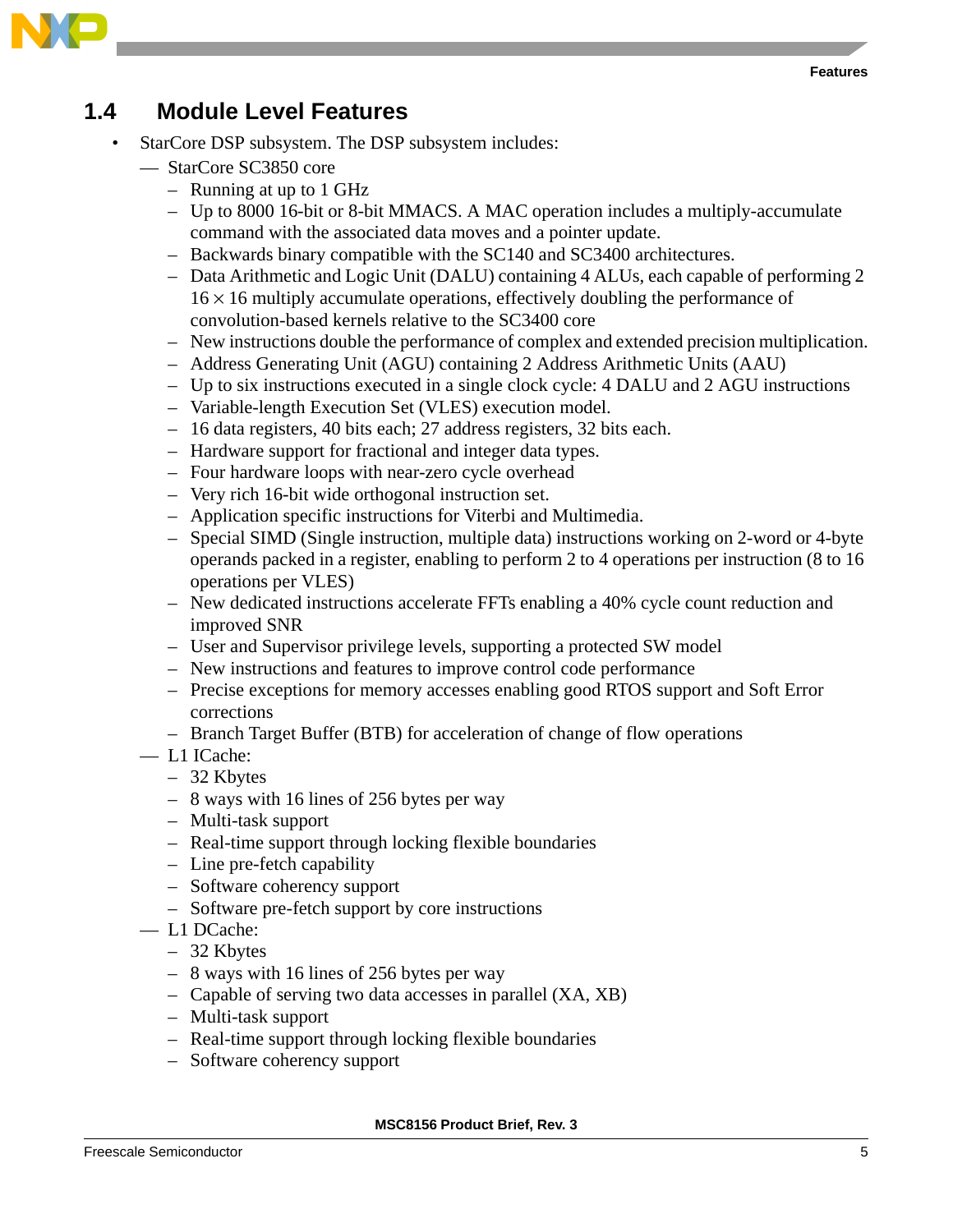## 1.4 Module Level Features

- StarCore DSP subsystem. The DSP subsystem includes:
  - StarCore SC3850 core
    - Running at up to 1 GHz
    - Up to 8000 16-bit or 8-bit MMACS. A MAC operation includes a multiply-accumulate command with the associated data moves and a pointer update.
    - Backwards binary compatible with the SC140 and SC3400 architectures.
    - Data Arithmetic and Logic Unit (DALU) containing 4 ALUs, each capable of performing 2 $16 \times 16$ multiply accumulate operations, effectively doubling the performance of convolution-based kernels relative to the SC3400 core
    - New instructions double the performance of complex and extended precision multiplication.
    - Address Generating Unit (AGU) containing 2 Address Arithmetic Units (AAU)
    - Up to six instructions executed in a single clock cycle: 4 DALU and 2 AGU instructions
    - Variable-length Execution Set (VLES) execution model.
    - 16 data registers, 40 bits each; 27 address registers, 32 bits each.
    - Hardware support for fractional and integer data types.
    - Four hardware loops with near-zero cycle overhead
    - Very rich 16-bit wide orthogonal instruction set.
    - Application specific instructions for Viterbi and Multimedia.
    - Special SIMD (Single instruction, multiple data) instructions working on 2-word or 4-byte operands packed in a register, enabling to perform 2 to 4 operations per instruction (8 to 16 operations per VLES)
    - New dedicated instructions accelerate FFTs enabling a 40% cycle count reduction and improved SNR
    - User and Supervisor privilege levels, supporting a protected SW model
    - New instructions and features to improve control code performance
    - Precise exceptions for memory accesses enabling good RTOS support and Soft Error corrections
    - Branch Target Buffer (BTB) for acceleration of change of flow operations
  - L1 ICache:
    - 32 Kbytes
    - 8 ways with 16 lines of 256 bytes per way
    - Multi-task support
    - Real-time support through locking flexible boundaries
    - Line pre-fetch capability
    - Software coherency support
    - Software pre-fetch support by core instructions
  - L1 DCache:
    - 32 Kbytes
    - 8 ways with 16 lines of 256 bytes per way
    - Capable of serving two data accesses in parallel (XA, XB)
    - Multi-task support
    - Real-time support through locking flexible boundaries
    - Software coherency support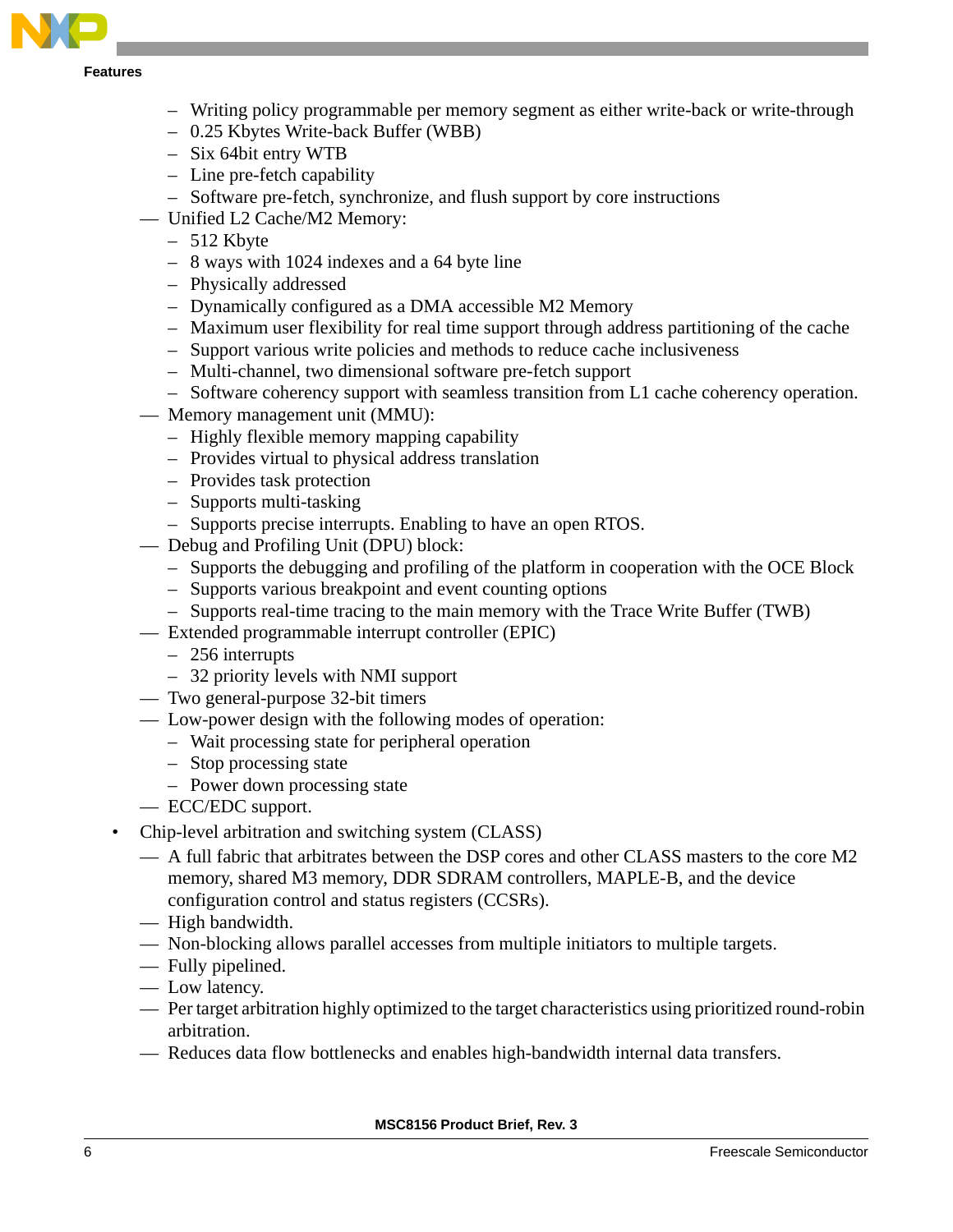- Writing policy programmable per memory segment as either write-back or write-through
    - 0.25 Kbytes Write-back Buffer (WBB)
    - Six 64bit entry WTB
    - Line pre-fetch capability
    - Software pre-fetch, synchronize, and flush support by core instructions
  - Unified L2 Cache/M2 Memory:
    - 512 Kbyte
    - 8 ways with 1024 indexes and a 64 byte line
    - Physically addressed
    - Dynamically configured as a DMA accessible M2 Memory
    - Maximum user flexibility for real time support through address partitioning of the cache
    - Support various write policies and methods to reduce cache inclusiveness
    - Multi-channel, two dimensional software pre-fetch support
    - Software coherency support with seamless transition from L1 cache coherency operation.
  - Memory management unit (MMU):
    - Highly flexible memory mapping capability
    - Provides virtual to physical address translation
    - Provides task protection
    - Supports multi-tasking
    - Supports precise interrupts. Enabling to have an open RTOS.
  - Debug and Profiling Unit (DPU) block:
    - Supports the debugging and profiling of the platform in cooperation with the OCE Block
    - Supports various breakpoint and event counting options
    - Supports real-time tracing to the main memory with the Trace Write Buffer (TWB)
  - Extended programmable interrupt controller (EPIC)
    - 256 interrupts
    - 32 priority levels with NMI support
  - Two general-purpose 32-bit timers
  - Low-power design with the following modes of operation:
    - Wait processing state for peripheral operation
    - Stop processing state
    - Power down processing state
  - ECC/EDC support.
- Chip-level arbitration and switching system (CLASS)
  - A full fabric that arbitrates between the DSP cores and other CLASS masters to the core M2 memory, shared M3 memory, DDR SDRAM controllers, MAPLE-B, and the device configuration control and status registers (CCSRs).
  - High bandwidth.
  - Non-blocking allows parallel accesses from multiple initiators to multiple targets.
  - Fully pipelined.
  - Low latency.
  - Per target arbitration highly optimized to the target characteristics using prioritized round-robin arbitration.
  - Reduces data flow bottlenecks and enables high-bandwidth internal data transfers.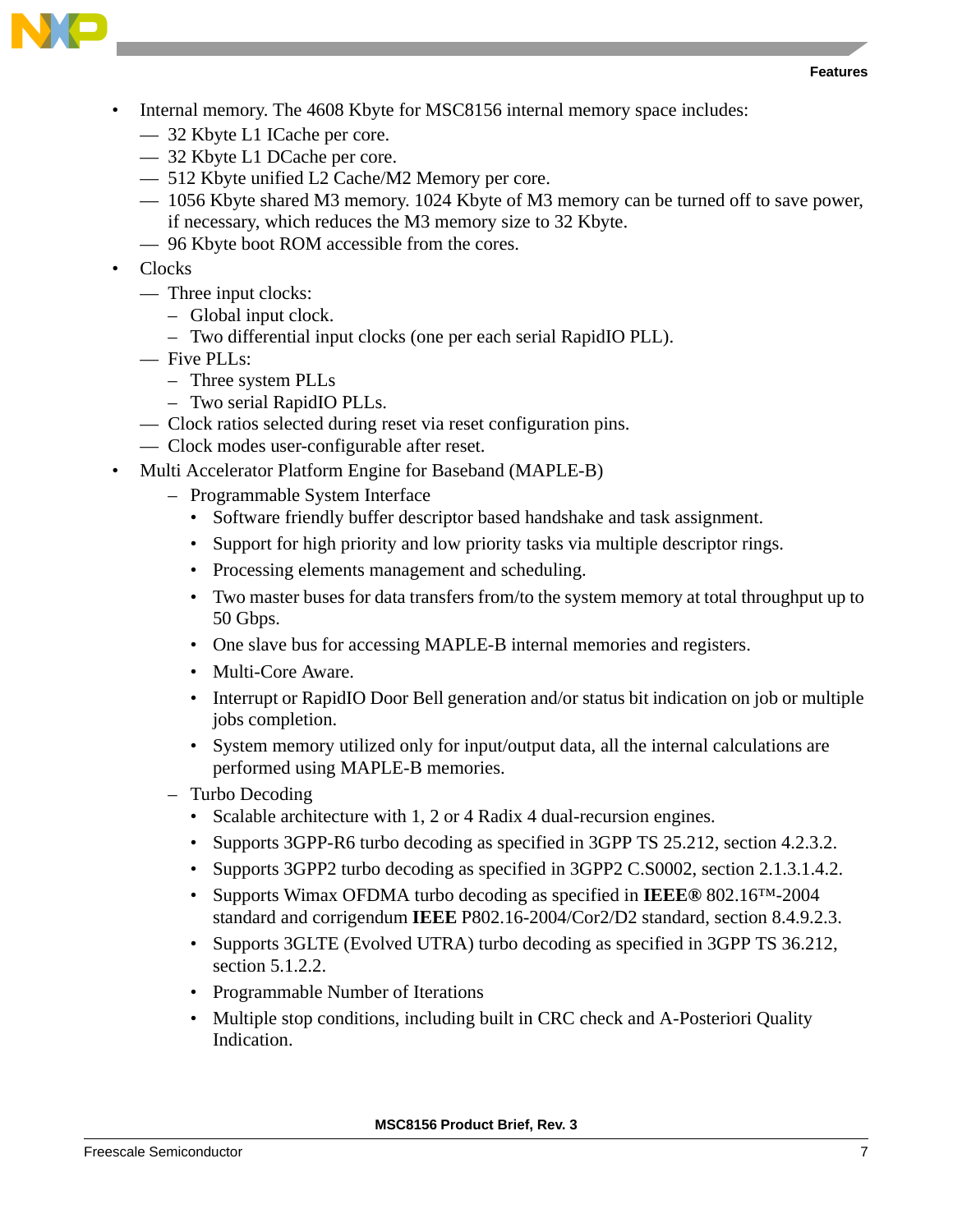- Internal memory. The 4608 Kbyte for MSC8156 internal memory space includes:
  - 32 Kbyte L1 ICache per core.
  - 32 Kbyte L1 DCache per core.
  - 512 Kbyte unified L2 Cache/M2 Memory per core.
  - 1056 Kbyte shared M3 memory. 1024 Kbyte of M3 memory can be turned off to save power, if necessary, which reduces the M3 memory size to 32 Kbyte.
  - 96 Kbyte boot ROM accessible from the cores.
- Clocks
  - Three input clocks:
    - Global input clock.
    - Two differential input clocks (one per each serial RapidIO PLL).
  - Five PLLs:
    - Three system PLLs
    - Two serial RapidIO PLLs.
  - Clock ratios selected during reset via reset configuration pins.
  - Clock modes user-configurable after reset.
- Multi Accelerator Platform Engine for Baseband (MAPLE-B)
  - Programmable System Interface
    - Software friendly buffer descriptor based handshake and task assignment.
    - Support for high priority and low priority tasks via multiple descriptor rings.
    - Processing elements management and scheduling.
    - Two master buses for data transfers from/to the system memory at total throughput up to 50 Gbps.
    - One slave bus for accessing MAPLE-B internal memories and registers.
    - Multi-Core Aware.
    - Interrupt or RapidIO Door Bell generation and/or status bit indication on job or multiple jobs completion.
    - System memory utilized only for input/output data, all the internal calculations are performed using MAPLE-B memories.
  - Turbo Decoding
    - Scalable architecture with 1, 2 or 4 Radix 4 dual-recursion engines.
    - Supports 3GPP-R6 turbo decoding as specified in 3GPP TS 25.212, section 4.2.3.2.
    - Supports 3GPP2 turbo decoding as specified in 3GPP2 C.S0002, section 2.1.3.1.4.2.
    - Supports Wimax OFDMA turbo decoding as specified in **IEEE®** 802.16™-2004 standard and corrigendum **IEEE** P802.16-2004/Cor2/D2 standard, section 8.4.9.2.3.
    - Supports 3GLTE (Evolved UTRA) turbo decoding as specified in 3GPP TS 36.212, section 5.1.2.2.
    - Programmable Number of Iterations
    - Multiple stop conditions, including built in CRC check and A-Posteriori Quality Indication.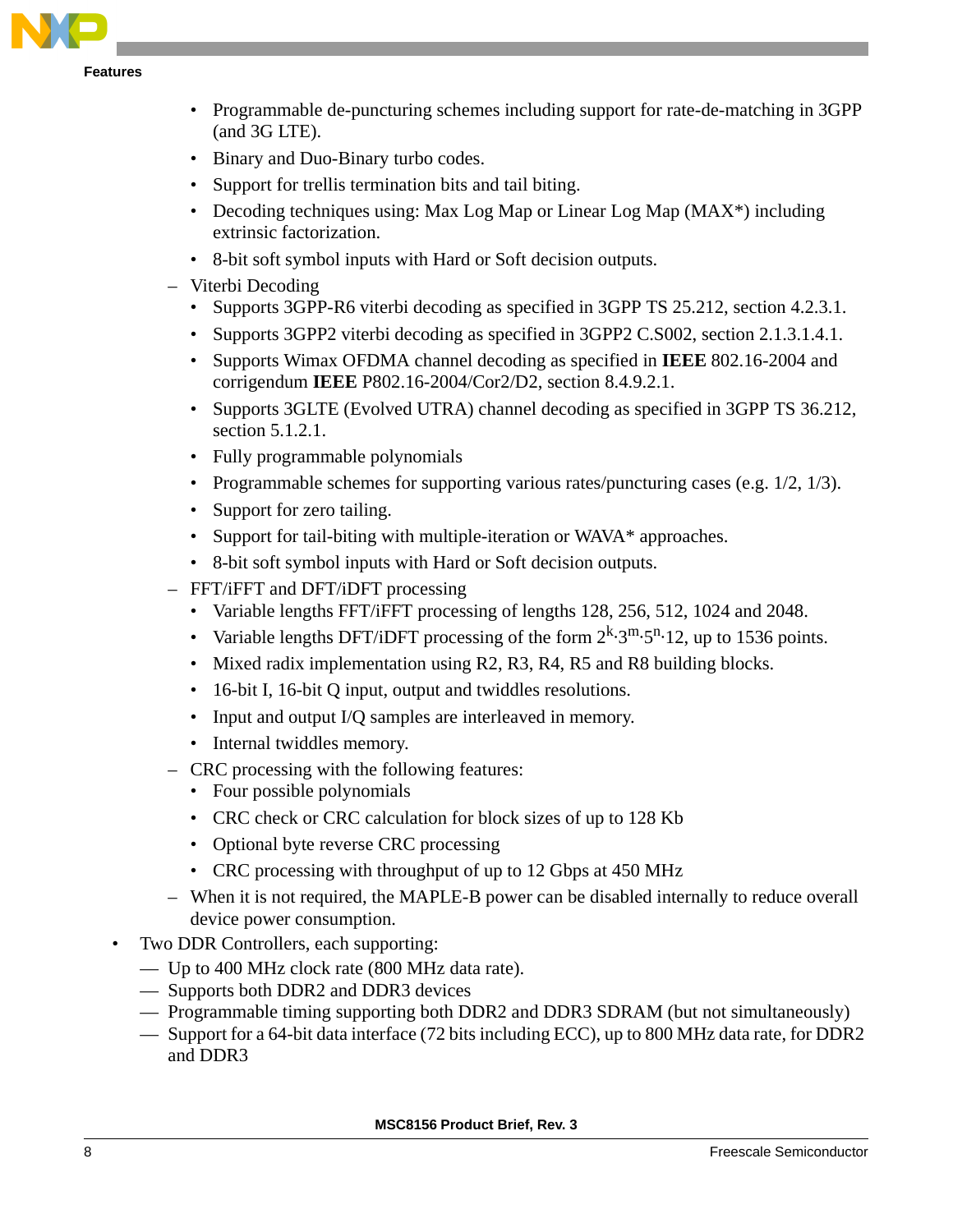- Programmable de-puncturing schemes including support for rate-de-matching in 3GPP (and 3G LTE).
    - Binary and Duo-Binary turbo codes.
    - Support for trellis termination bits and tail biting.
    - Decoding techniques using: Max Log Map or Linear Log Map (MAX*) including extrinsic factorization.
    - 8-bit soft symbol inputs with Hard or Soft decision outputs.
  - Viterbi Decoding
    - Supports 3GPP-R6 viterbi decoding as specified in 3GPP TS 25.212, section 4.2.3.1.
    - Supports 3GPP2 viterbi decoding as specified in 3GPP2 C.S002, section 2.1.3.1.4.1.
    - Supports Wimax OFDMA channel decoding as specified in **IEEE** 802.16-2004 and corrigendum **IEEE** P802.16-2004/Cor2/D2, section 8.4.9.2.1.
    - Supports 3GLTE (Evolved UTRA) channel decoding as specified in 3GPP TS 36.212, section 5.1.2.1.
    - Fully programmable polynomials
    - Programmable schemes for supporting various rates/puncturing cases (e.g. 1/2, 1/3).
    - Support for zero tailing.
    - Support for tail-biting with multiple-iteration or WAVA* approaches.
    - 8-bit soft symbol inputs with Hard or Soft decision outputs.
  - FFT/iFFT and DFT/iDFT processing
    - Variable lengths FFT/iFFT processing of lengths 128, 256, 512, 1024 and 2048.
    - Variable lengths DFT/iDFT processing of the form $2^k \cdot 3^m \cdot 5^n \cdot 12$, up to 1536 points.
    - Mixed radix implementation using R2, R3, R4, R5 and R8 building blocks.
    - 16-bit I, 16-bit Q input, output and twiddles resolutions.
    - Input and output I/Q samples are interleaved in memory.
    - Internal twiddles memory.
  - CRC processing with the following features:
    - Four possible polynomials
    - CRC check or CRC calculation for block sizes of up to 128 Kb
    - Optional byte reverse CRC processing
    - CRC processing with throughput of up to 12 Gbps at 450 MHz
  - When it is not required, the MAPLE-B power can be disabled internally to reduce overall device power consumption.
- Two DDR Controllers, each supporting:
  - Up to 400 MHz clock rate (800 MHz data rate).
  - Supports both DDR2 and DDR3 devices
  - Programmable timing supporting both DDR2 and DDR3 SDRAM (but not simultaneously)
  - Support for a 64-bit data interface (72 bits including ECC), up to 800 MHz data rate, for DDR2 and DDR3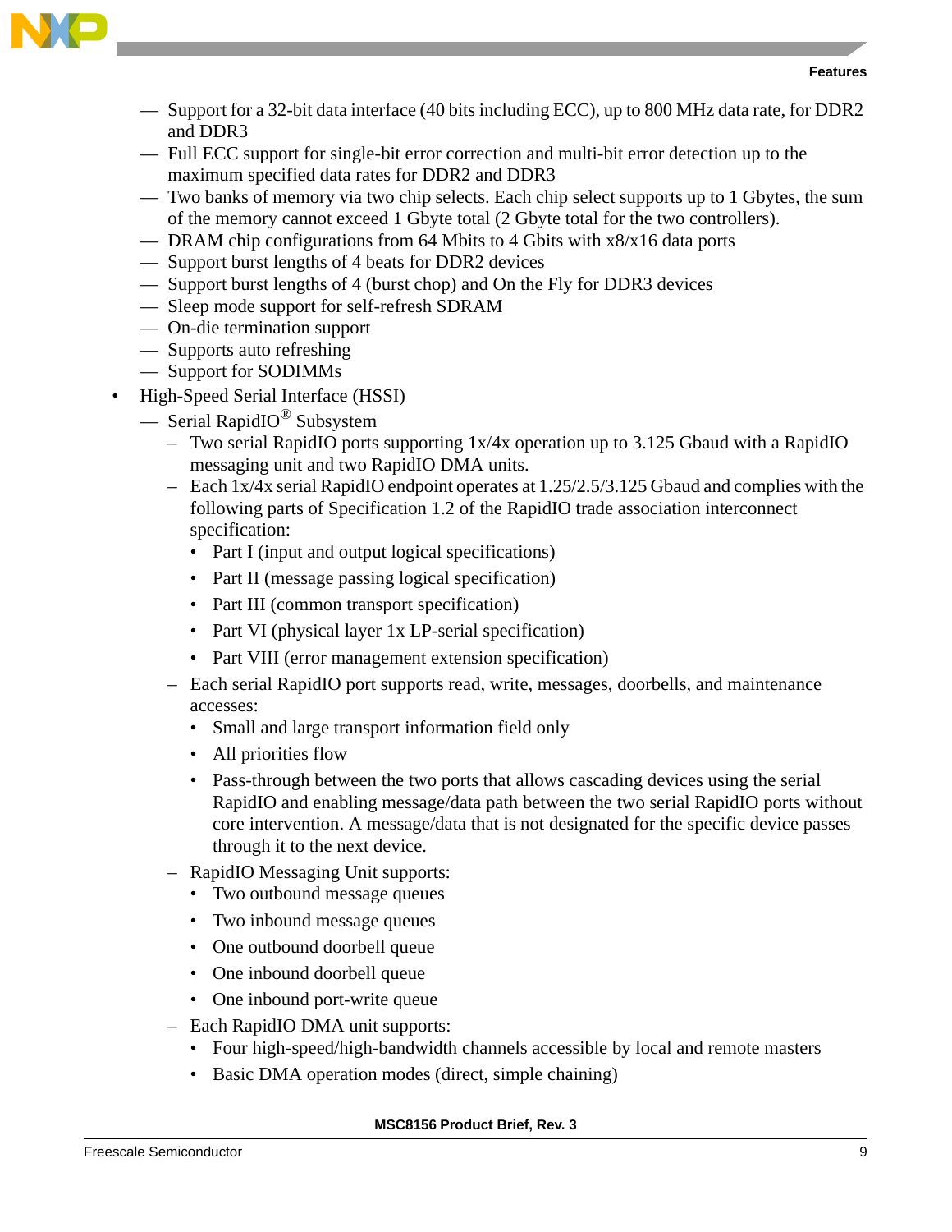- Support for a 32-bit data interface (40 bits including ECC), up to 800 MHz data rate, for DDR2 and DDR3
  - Full ECC support for single-bit error correction and multi-bit error detection up to the maximum specified data rates for DDR2 and DDR3
  - Two banks of memory via two chip selects. Each chip select supports up to 1 Gbytes, the sum of the memory cannot exceed 1 Gbyte total (2 Gbyte total for the two controllers).
  - DRAM chip configurations from 64 Mbits to 4 Gbits with x8/x16 data ports
  - Support burst lengths of 4 beats for DDR2 devices
  - Support burst lengths of 4 (burst chop) and On the Fly for DDR3 devices
  - Sleep mode support for self-refresh SDRAM
  - On-die termination support
  - Supports auto refreshing
  - Support for SODIMMs
- High-Speed Serial Interface (HSSI)
  - Serial RapidIO® Subsystem
    - Two serial RapidIO ports supporting 1x/4x operation up to 3.125 Gbaud with a RapidIO messaging unit and two RapidIO DMA units.
    - Each 1x/4x serial RapidIO endpoint operates at 1.25/2.5/3.125 Gbaud and complies with the following parts of Specification 1.2 of the RapidIO trade association interconnect specification:
      - Part I (input and output logical specifications)
      - Part II (message passing logical specification)
      - Part III (common transport specification)
      - Part VI (physical layer 1x LP-serial specification)
      - Part VIII (error management extension specification)
    - Each serial RapidIO port supports read, write, messages, doorbells, and maintenance accesses:
      - Small and large transport information field only
      - All priorities flow
      - Pass-through between the two ports that allows cascading devices using the serial RapidIO and enabling message/data path between the two serial RapidIO ports without core intervention. A message/data that is not designated for the specific device passes through it to the next device.
    - RapidIO Messaging Unit supports:
      - Two outbound message queues
      - Two inbound message queues
      - One outbound doorbell queue
      - One inbound doorbell queue
      - One inbound port-write queue
    - Each RapidIO DMA unit supports:
      - Four high-speed/high-bandwidth channels accessible by local and remote masters
      - Basic DMA operation modes (direct, simple chaining)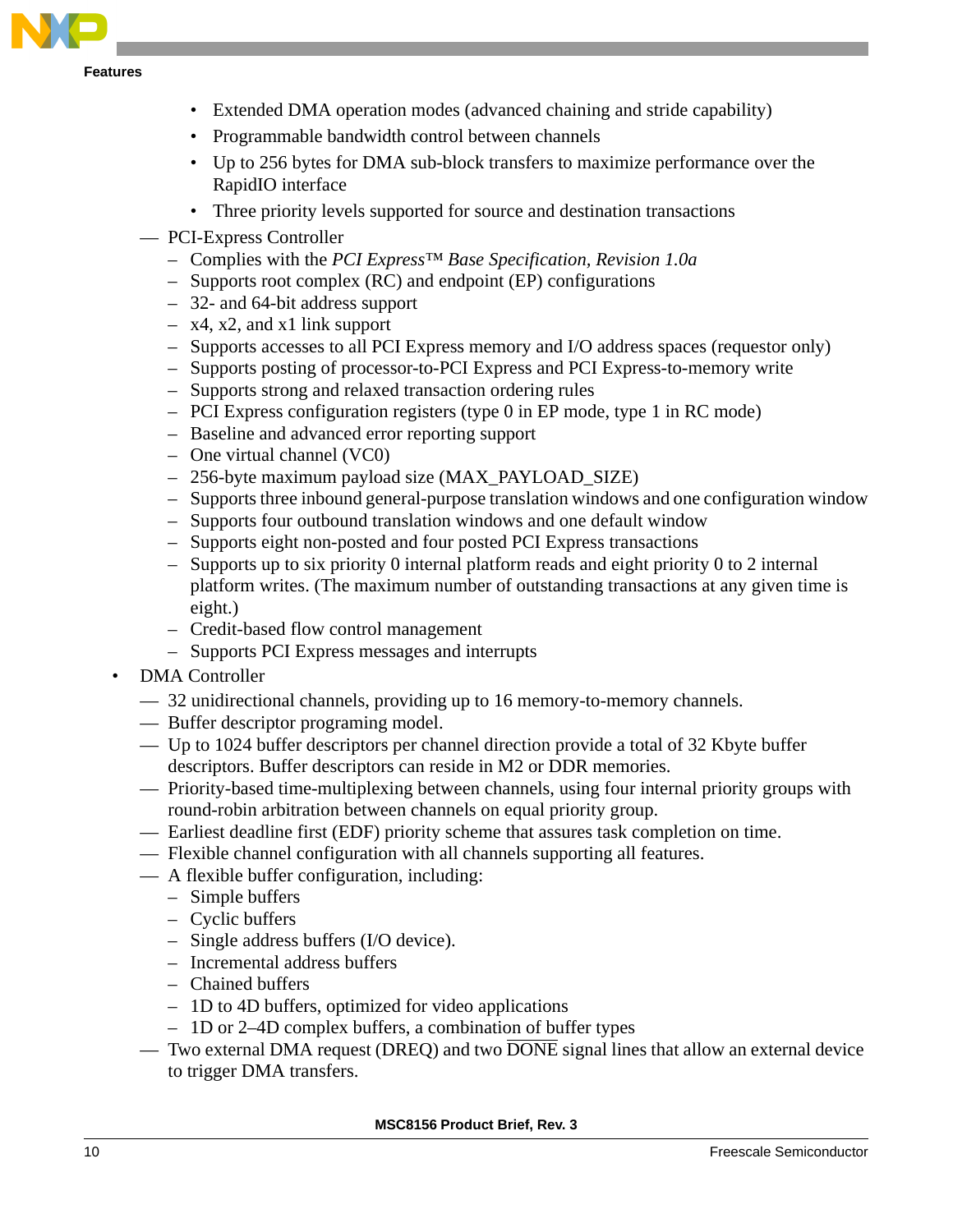- Extended DMA operation modes (advanced chaining and stride capability)
    - Programmable bandwidth control between channels
    - Up to 256 bytes for DMA sub-block transfers to maximize performance over the RapidIO interface
    - Three priority levels supported for source and destination transactions
  - PCI-Express Controller
    - Complies with the *PCI Express™ Base Specification, Revision 1.0a*
    - Supports root complex (RC) and endpoint (EP) configurations
    - 32- and 64-bit address support
    - x4, x2, and x1 link support
    - Supports accesses to all PCI Express memory and I/O address spaces (requestor only)
    - Supports posting of processor-to-PCI Express and PCI Express-to-memory write
    - Supports strong and relaxed transaction ordering rules
    - PCI Express configuration registers (type 0 in EP mode, type 1 in RC mode)
    - Baseline and advanced error reporting support
    - One virtual channel (VC0)
    - 256-byte maximum payload size (MAX_PAYLOAD_SIZE)
    - Supports three inbound general-purpose translation windows and one configuration window
    - Supports four outbound translation windows and one default window
    - Supports eight non-posted and four posted PCI Express transactions
    - Supports up to six priority 0 internal platform reads and eight priority 0 to 2 internal platform writes. (The maximum number of outstanding transactions at any given time is eight.)
    - Credit-based flow control management
    - Supports PCI Express messages and interrupts
- DMA Controller
  - 32 unidirectional channels, providing up to 16 memory-to-memory channels.
  - Buffer descriptor programing model.
  - Up to 1024 buffer descriptors per channel direction provide a total of 32 Kbyte buffer descriptors. Buffer descriptors can reside in M2 or DDR memories.
  - Priority-based time-multiplexing between channels, using four internal priority groups with round-robin arbitration between channels on equal priority group.
  - Earliest deadline first (EDF) priority scheme that assures task completion on time.
  - Flexible channel configuration with all channels supporting all features.
  - A flexible buffer configuration, including:
    - Simple buffers
    - Cyclic buffers
    - Single address buffers (I/O device).
    - Incremental address buffers
    - Chained buffers
    - 1D to 4D buffers, optimized for video applications
    - 1D or 2–4D complex buffers, a combination of buffer types
  - Two external DMA request (DREQ) and two $\overline{\text{DONE}}$ signal lines that allow an external device to trigger DMA transfers.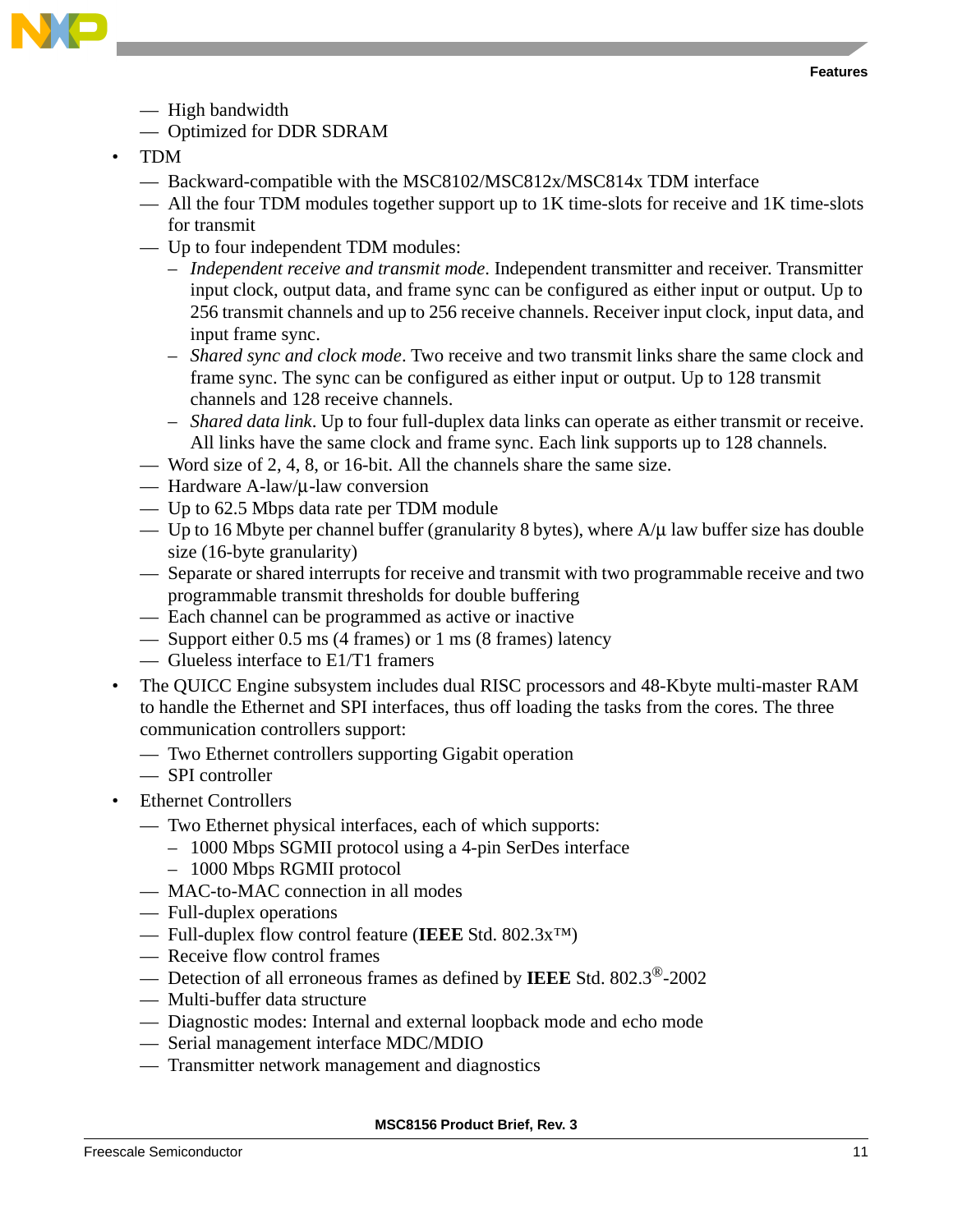- High bandwidth
  - Optimized for DDR SDRAM
- TDM
  - Backward-compatible with the MSC8102/MSC812x/MSC814x TDM interface
  - All the four TDM modules together support up to 1K time-slots for receive and 1K time-slots for transmit
  - Up to four independent TDM modules:
    - *Independent receive and transmit mode*. Independent transmitter and receiver. Transmitter input clock, output data, and frame sync can be configured as either input or output. Up to 256 transmit channels and up to 256 receive channels. Receiver input clock, input data, and input frame sync.
    - *Shared sync and clock mode*. Two receive and two transmit links share the same clock and frame sync. The sync can be configured as either input or output. Up to 128 transmit channels and 128 receive channels.
    - *Shared data link*. Up to four full-duplex data links can operate as either transmit or receive. All links have the same clock and frame sync. Each link supports up to 128 channels.
  - Word size of 2, 4, 8, or 16-bit. All the channels share the same size.
  - Hardware A-law/µ-law conversion
  - Up to 62.5 Mbps data rate per TDM module
  - Up to 16 Mbyte per channel buffer (granularity 8 bytes), where A/µ law buffer size has double size (16-byte granularity)
  - Separate or shared interrupts for receive and transmit with two programmable receive and two programmable transmit thresholds for double buffering
  - Each channel can be programmed as active or inactive
  - Support either 0.5 ms (4 frames) or 1 ms (8 frames) latency
  - Glueless interface to E1/T1 framers
- The QUICC Engine subsystem includes dual RISC processors and 48-Kbyte multi-master RAM to handle the Ethernet and SPI interfaces, thus off loading the tasks from the cores. The three communication controllers support:
  - Two Ethernet controllers supporting Gigabit operation
  - SPI controller
- Ethernet Controllers
  - Two Ethernet physical interfaces, each of which supports:
    - 1000 Mbps SGMII protocol using a 4-pin SerDes interface
    - 1000 Mbps RGMII protocol
  - MAC-to-MAC connection in all modes
  - Full-duplex operations
  - Full-duplex flow control feature (**IEEE** Std. 802.3x™)
  - Receive flow control frames
  - Detection of all erroneous frames as defined by **IEEE** Std. 802.3®-2002
  - Multi-buffer data structure
  - Diagnostic modes: Internal and external loopback mode and echo mode
  - Serial management interface MDC/MDIO
  - Transmitter network management and diagnostics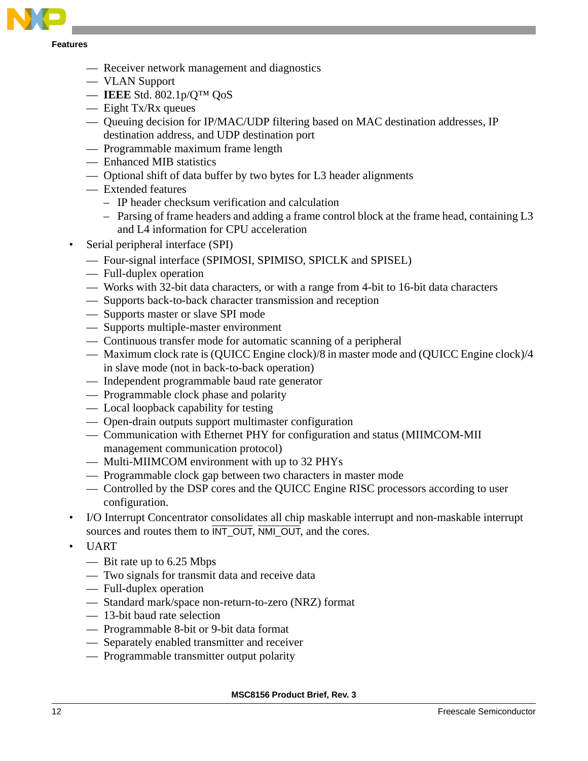- Receiver network management and diagnostics
  - VLAN Support
  - **IEEE** Std. 802.1p/Q™ QoS
  - Eight Tx/Rx queues
  - Queuing decision for IP/MAC/UDP filtering based on MAC destination addresses, IP destination address, and UDP destination port
  - Programmable maximum frame length
  - Enhanced MIB statistics
  - Optional shift of data buffer by two bytes for L3 header alignments
  - Extended features
    - IP header checksum verification and calculation
    - Parsing of frame headers and adding a frame control block at the frame head, containing L3 and L4 information for CPU acceleration
- Serial peripheral interface (SPI)
  - Four-signal interface (SPIMOSI, SPIMISO, SPICLK and SPISEL)
  - Full-duplex operation
  - Works with 32-bit data characters, or with a range from 4-bit to 16-bit data characters
  - Supports back-to-back character transmission and reception
  - Supports master or slave SPI mode
  - Supports multiple-master environment
  - Continuous transfer mode for automatic scanning of a peripheral
  - Maximum clock rate is (QUICC Engine clock)/8 in master mode and (QUICC Engine clock)/4 in slave mode (not in back-to-back operation)
  - Independent programmable baud rate generator
  - Programmable clock phase and polarity
  - Local loopback capability for testing
  - Open-drain outputs support multimaster configuration
  - Communication with Ethernet PHY for configuration and status (MIIMCOM-MII management communication protocol)
  - Multi-MIIMCOM environment with up to 32 PHYs
  - Programmable clock gap between two characters in master mode
  - Controlled by the DSP cores and the QUICC Engine RISC processors according to user configuration.
- I/O Interrupt Concentrator consolidates all chip maskable interrupt and non-maskable interrupt sources and routes them to $\overline{\text{INT\_OUT}}$, $\overline{\text{NMI\_OUT}}$, and the cores.
- UART
  - Bit rate up to 6.25 Mbps
  - Two signals for transmit data and receive data
  - Full-duplex operation
  - Standard mark/space non-return-to-zero (NRZ) format
  - 13-bit baud rate selection
  - Programmable 8-bit or 9-bit data format
  - Separately enabled transmitter and receiver
  - Programmable transmitter output polarity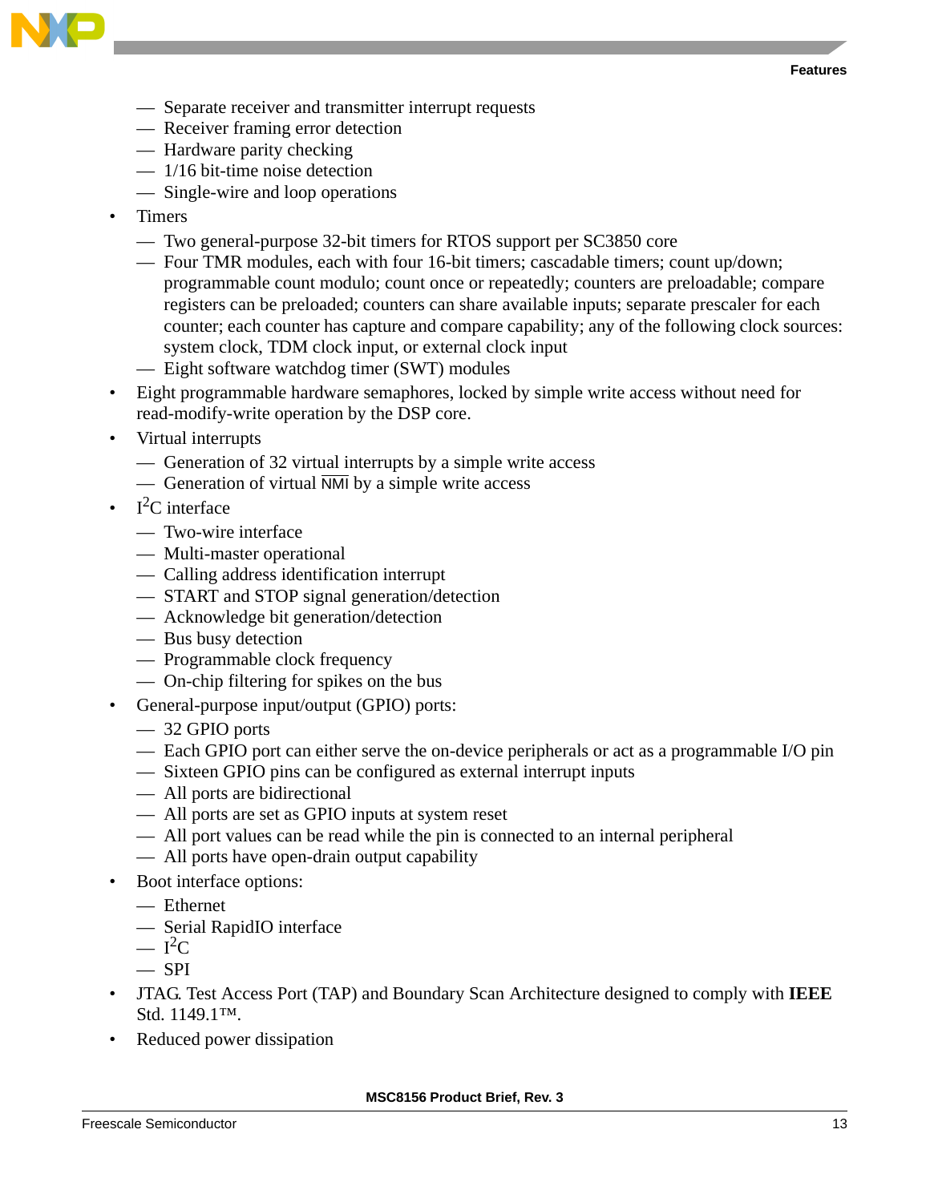- Separate receiver and transmitter interrupt requests
  - Receiver framing error detection
  - Hardware parity checking
  - 1/16 bit-time noise detection
  - Single-wire and loop operations
- Timers
  - Two general-purpose 32-bit timers for RTOS support per SC3850 core
  - Four TMR modules, each with four 16-bit timers; cascadable timers; count up/down; programmable count modulo; count once or repeatedly; counters are preloadable; compare registers can be preloaded; counters can share available inputs; separate prescaler for each counter; each counter has capture and compare capability; any of the following clock sources: system clock, TDM clock input, or external clock input
  - Eight software watchdog timer (SWT) modules
- Eight programmable hardware semaphores, locked by simple write access without need for read-modify-write operation by the DSP core.
- Virtual interrupts
  - Generation of 32 virtual interrupts by a simple write access
  - Generation of virtual $\overline{\text{NMI}}$ by a simple write access
- I$^2$C interface
  - Two-wire interface
  - Multi-master operational
  - Calling address identification interrupt
  - START and STOP signal generation/detection
  - Acknowledge bit generation/detection
  - Bus busy detection
  - Programmable clock frequency
  - On-chip filtering for spikes on the bus
- General-purpose input/output (GPIO) ports:
  - 32 GPIO ports
  - Each GPIO port can either serve the on-device peripherals or act as a programmable I/O pin
  - Sixteen GPIO pins can be configured as external interrupt inputs
  - All ports are bidirectional
  - All ports are set as GPIO inputs at system reset
  - All port values can be read while the pin is connected to an internal peripheral
  - All ports have open-drain output capability
- Boot interface options:
  - Ethernet
  - Serial RapidIO interface
  - I$^2$C
  - SPI
- JTAG. Test Access Port (TAP) and Boundary Scan Architecture designed to comply with **IEEE** Std. 1149.1™.
- Reduced power dissipation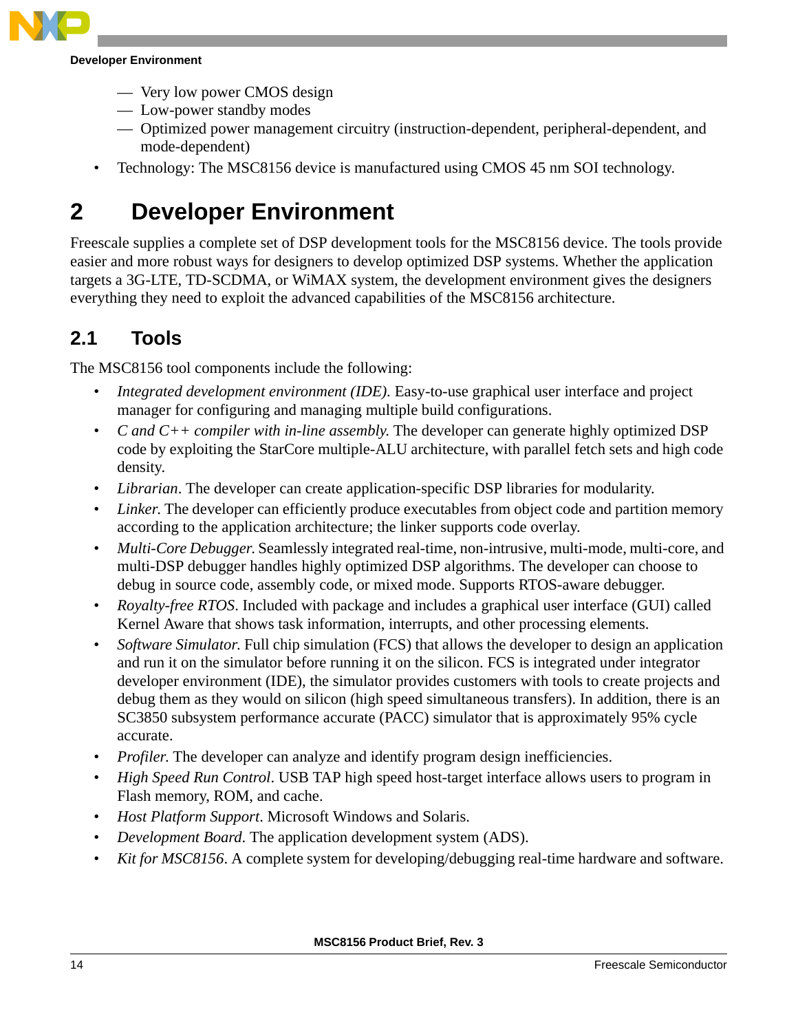- Very low power CMOS design
  - Low-power standby modes
  - Optimized power management circuitry (instruction-dependent, peripheral-dependent, and mode-dependent)
- Technology: The MSC8156 device is manufactured using CMOS 45 nm SOI technology.

# 2 Developer Environment

Freescale supplies a complete set of DSP development tools for the MSC8156 device. The tools provide easier and more robust ways for designers to develop optimized DSP systems. Whether the application targets a 3G-LTE, TD-SCDMA, or WiMAX system, the development environment gives the designers everything they need to exploit the advanced capabilities of the MSC8156 architecture.

## 2.1 Tools

The MSC8156 tool components include the following:

- *Integrated development environment (IDE).* Easy-to-use graphical user interface and project manager for configuring and managing multiple build configurations.
- *C and C++ compiler with in-line assembly.* The developer can generate highly optimized DSP code by exploiting the StarCore multiple-ALU architecture, with parallel fetch sets and high code density.
- *Librarian*. The developer can create application-specific DSP libraries for modularity.
- *Linker.* The developer can efficiently produce executables from object code and partition memory according to the application architecture; the linker supports code overlay.
- *Multi-Core Debugger.* Seamlessly integrated real-time, non-intrusive, multi-mode, multi-core, and multi-DSP debugger handles highly optimized DSP algorithms. The developer can choose to debug in source code, assembly code, or mixed mode. Supports RTOS-aware debugger.
- *Royalty-free RTOS*. Included with package and includes a graphical user interface (GUI) called Kernel Aware that shows task information, interrupts, and other processing elements.
- *Software Simulator.* Full chip simulation (FCS) that allows the developer to design an application and run it on the simulator before running it on the silicon. FCS is integrated under integrator developer environment (IDE), the simulator provides customers with tools to create projects and debug them as they would on silicon (high speed simultaneous transfers). In addition, there is an SC3850 subsystem performance accurate (PACC) simulator that is approximately 95% cycle accurate.
- *Profiler.* The developer can analyze and identify program design inefficiencies.
- *High Speed Run Control*. USB TAP high speed host-target interface allows users to program in Flash memory, ROM, and cache.
- *Host Platform Support*. Microsoft Windows and Solaris.
- *Development Board.* The application development system (ADS).
- *Kit for MSC8156*. A complete system for developing/debugging real-time hardware and software.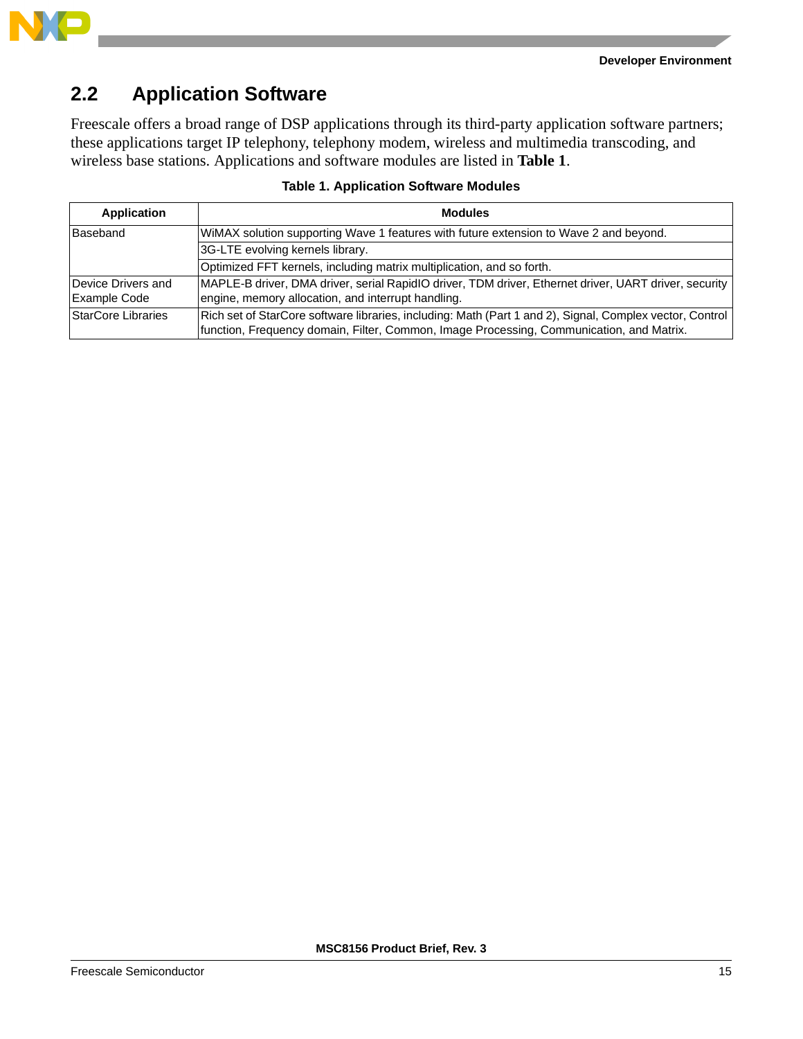## 2.2 Application Software

Freescale offers a broad range of DSP applications through its third-party application software partners; these applications target IP telephony, telephony modem, wireless and multimedia transcoding, and wireless base stations. Applications and software modules are listed in **Table 1**.

**Table 1. Application Software Modules**

| Application | Modules |
|---|---|
| Baseband | WiMAX solution supporting Wave 1 features with future extension to Wave 2 and beyond. |
| | 3G-LTE evolving kernels library. |
| | Optimized FFT kernels, including matrix multiplication, and so forth. |
| Device Drivers and Example Code | MAPLE-B driver, DMA driver, serial RapidIO driver, TDM driver, Ethernet driver, UART driver, security engine, memory allocation, and interrupt handling. |
| StarCore Libraries | Rich set of StarCore software libraries, including: Math (Part 1 and 2), Signal, Complex vector, Control function, Frequency domain, Filter, Common, Image Processing, Communication, and Matrix. |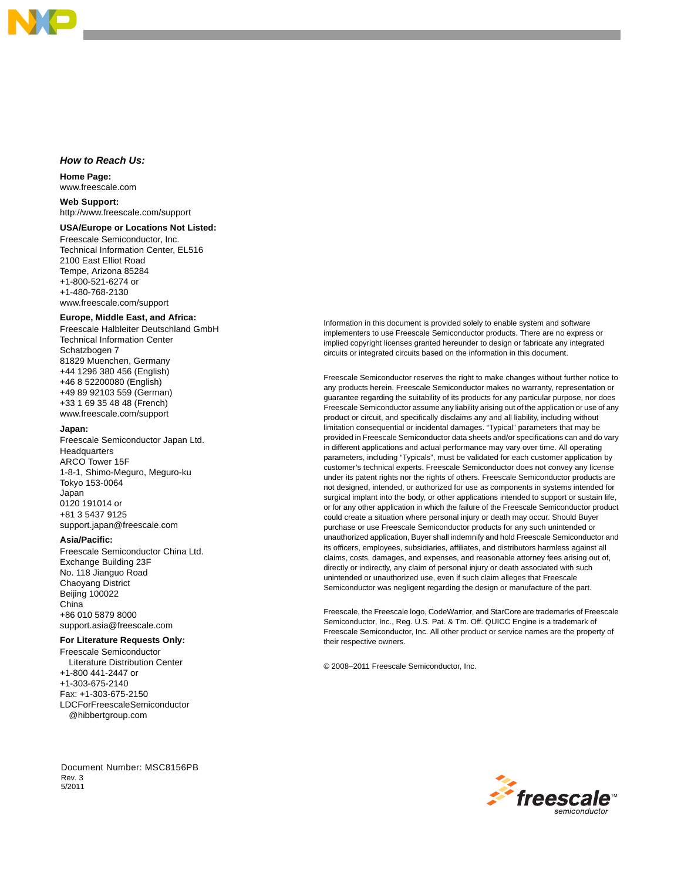***How to Reach Us:***

**Home Page:**
www.freescale.com

**Web Support:**
http://www.freescale.com/support

**USA/Europe or Locations Not Listed:**
Freescale Semiconductor, Inc.
Technical Information Center, EL516
2100 East Elliot Road
Tempe, Arizona 85284
+1-800-521-6274 or
+1-480-768-2130
www.freescale.com/support

**Europe, Middle East, and Africa:**
Freescale Halbleiter Deutschland GmbH
Technical Information Center
Schatzbogen 7
81829 Muenchen, Germany
+44 1296 380 456 (English)
+46 8 52200080 (English)
+49 89 92103 559 (German)
+33 1 69 35 48 48 (French)
www.freescale.com/support

**Japan:**
Freescale Semiconductor Japan Ltd.
Headquarters
ARCO Tower 15F
1-8-1, Shimo-Meguro, Meguro-ku
Tokyo 153-0064
Japan
0120 191014 or
+81 3 5437 9125
support.japan@freescale.com

**Asia/Pacific:**
Freescale Semiconductor China Ltd.
Exchange Building 23F
No. 118 Jianguo Road
Chaoyang District
Beijing 100022
China
+86 010 5879 8000
support.asia@freescale.com

**For Literature Requests Only:**
Freescale Semiconductor
Literature Distribution Center
+1-800 441-2447 or
+1-303-675-2140
Fax: +1-303-675-2150
LDCForFreescaleSemiconductor
@hibbertgroup.com

Information in this document is provided solely to enable system and software implementers to use Freescale Semiconductor products. There are no express or implied copyright licenses granted hereunder to design or fabricate any integrated circuits or integrated circuits based on the information in this document.

Freescale Semiconductor reserves the right to make changes without further notice to any products herein. Freescale Semiconductor makes no warranty, representation or guarantee regarding the suitability of its products for any particular purpose, nor does Freescale Semiconductor assume any liability arising out of the application or use of any product or circuit, and specifically disclaims any and all liability, including without limitation consequential or incidental damages. "Typical" parameters that may be provided in Freescale Semiconductor data sheets and/or specifications can and do vary in different applications and actual performance may vary over time. All operating parameters, including "Typicals", must be validated for each customer application by customer's technical experts. Freescale Semiconductor does not convey any license under its patent rights nor the rights of others. Freescale Semiconductor products are not designed, intended, or authorized for use as components in systems intended for surgical implant into the body, or other applications intended to support or sustain life, or for any other application in which the failure of the Freescale Semiconductor product could create a situation where personal injury or death may occur. Should Buyer purchase or use Freescale Semiconductor products for any such unintended or unauthorized application, Buyer shall indemnify and hold Freescale Semiconductor and its officers, employees, subsidiaries, affiliates, and distributors harmless against all claims, costs, damages, and expenses, and reasonable attorney fees arising out of, directly or indirectly, any claim of personal injury or death associated with such unintended or unauthorized use, even if such claim alleges that Freescale Semiconductor was negligent regarding the design or manufacture of the part.

Freescale, the Freescale logo, CodeWarrior, and StarCore are trademarks of Freescale Semiconductor, Inc., Reg. U.S. Pat. & Tm. Off. QUICC Engine is a trademark of Freescale Semiconductor, Inc. All other product or service names are the property of their respective owners.

© 2008–2011 Freescale Semiconductor, Inc.

Document Number: MSC8156PB
Rev. 3
5/2011